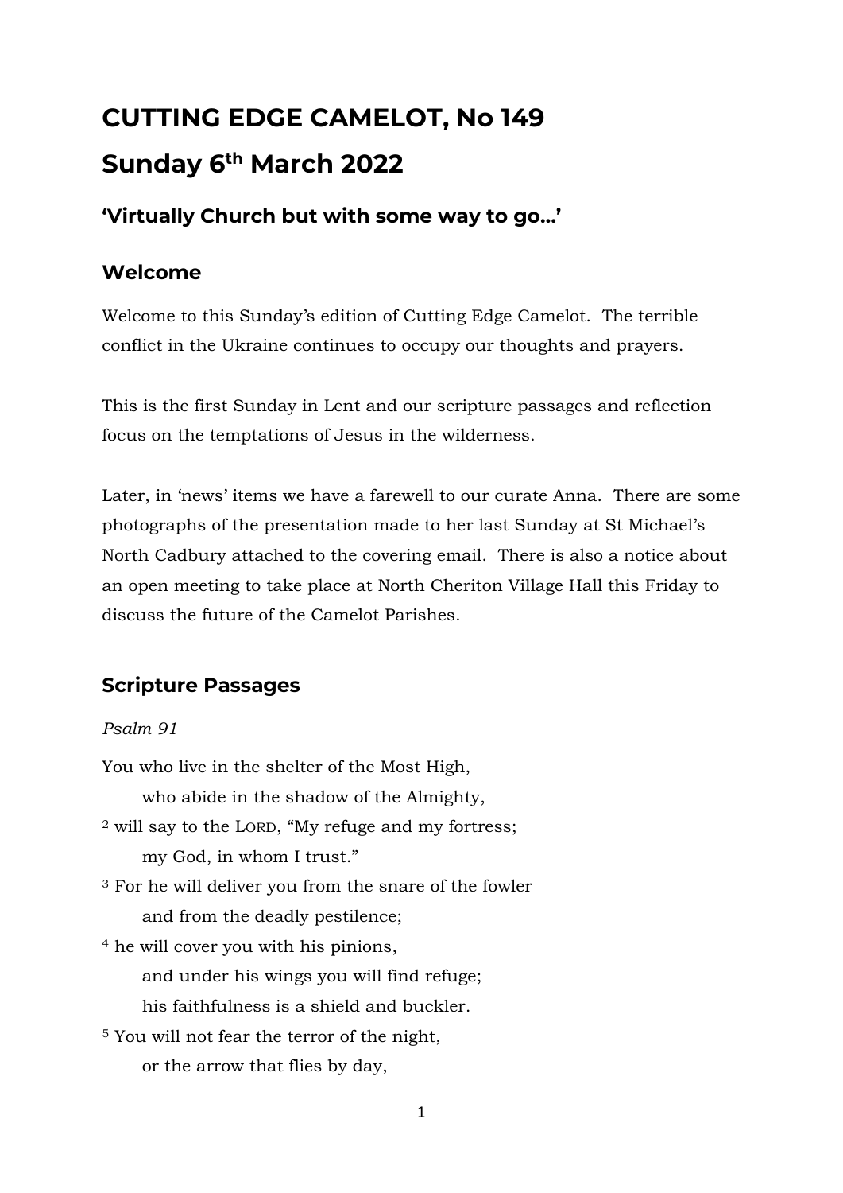# CUTTING EDGE CAMELOT, No 149

# Sunday 6th March 2022

### 'Virtually Church but with some way to go…'

## Welcome

Welcome to this Sunday's edition of Cutting Edge Camelot. The terrible conflict in the Ukraine continues to occupy our thoughts and prayers.

This is the first Sunday in Lent and our scripture passages and reflection focus on the temptations of Jesus in the wilderness.

Later, in 'news' items we have a farewell to our curate Anna. There are some photographs of the presentation made to her last Sunday at St Michael's North Cadbury attached to the covering email. There is also a notice about an open meeting to take place at North Cheriton Village Hall this Friday to discuss the future of the Camelot Parishes.

## Scripture Passages

*Psalm 91*

You who live in the shelter of the Most High,
who abide in the shadow of the Almighty,
[2] will say to the LORD, "My refuge and my fortress;
my God, in whom I trust."
[3] For he will deliver you from the snare of the fowler
and from the deadly pestilence;
[4] he will cover you with his pinions,
and under his wings you will find refuge;
his faithfulness is a shield and buckler.
[5] You will not fear the terror of the night,
or the arrow that flies by day,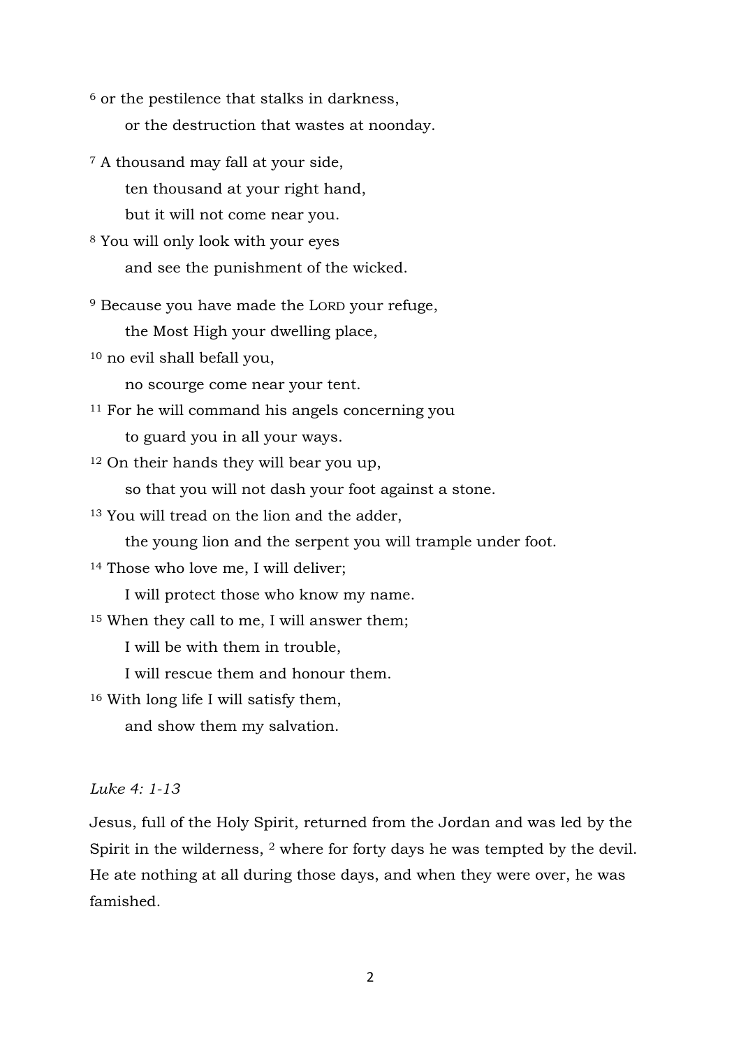[6] or the pestilence that stalks in darkness,
    or the destruction that wastes at noonday.

[7] A thousand may fall at your side,
    ten thousand at your right hand,
    but it will not come near you.
[8] You will only look with your eyes
    and see the punishment of the wicked.

[9] Because you have made the LORD your refuge,
    the Most High your dwelling place,
[10] no evil shall befall you,
    no scourge come near your tent.
[11] For he will command his angels concerning you
    to guard you in all your ways.
[12] On their hands they will bear you up,
    so that you will not dash your foot against a stone.
[13] You will tread on the lion and the adder,
    the young lion and the serpent you will trample under foot.
[14] Those who love me, I will deliver;
    I will protect those who know my name.
[15] When they call to me, I will answer them;
    I will be with them in trouble,
    I will rescue them and honour them.
[16] With long life I will satisfy them,
    and show them my salvation.

*Luke 4: 1-13*

Jesus, full of the Holy Spirit, returned from the Jordan and was led by the Spirit in the wilderness, [2] where for forty days he was tempted by the devil. He ate nothing at all during those days, and when they were over, he was famished.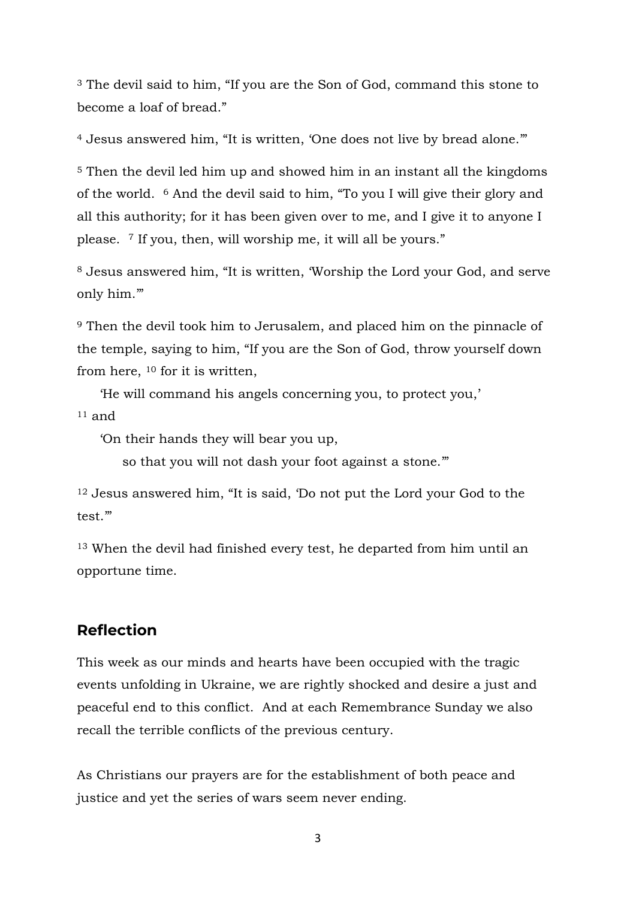[3] The devil said to him, “If you are the Son of God, command this stone to become a loaf of bread.”

[4] Jesus answered him, “It is written, ‘One does not live by bread alone.’”

[5] Then the devil led him up and showed him in an instant all the kingdoms of the world. [6] And the devil said to him, “To you I will give their glory and all this authority; for it has been given over to me, and I give it to anyone I please. [7] If you, then, will worship me, it will all be yours.”

[8] Jesus answered him, “It is written, ‘Worship the Lord your God, and serve only him.’”

[9] Then the devil took him to Jerusalem, and placed him on the pinnacle of the temple, saying to him, “If you are the Son of God, throw yourself down from here, [10] for it is written,

‘He will command his angels concerning you, to protect you,’

[11] and

‘On their hands they will bear you up,
so that you will not dash your foot against a stone.’”

[12] Jesus answered him, “It is said, ‘Do not put the Lord your God to the test.’”

[13] When the devil had finished every test, he departed from him until an opportune time.

## Reflection

This week as our minds and hearts have been occupied with the tragic events unfolding in Ukraine, we are rightly shocked and desire a just and peaceful end to this conflict. And at each Remembrance Sunday we also recall the terrible conflicts of the previous century.

As Christians our prayers are for the establishment of both peace and justice and yet the series of wars seem never ending.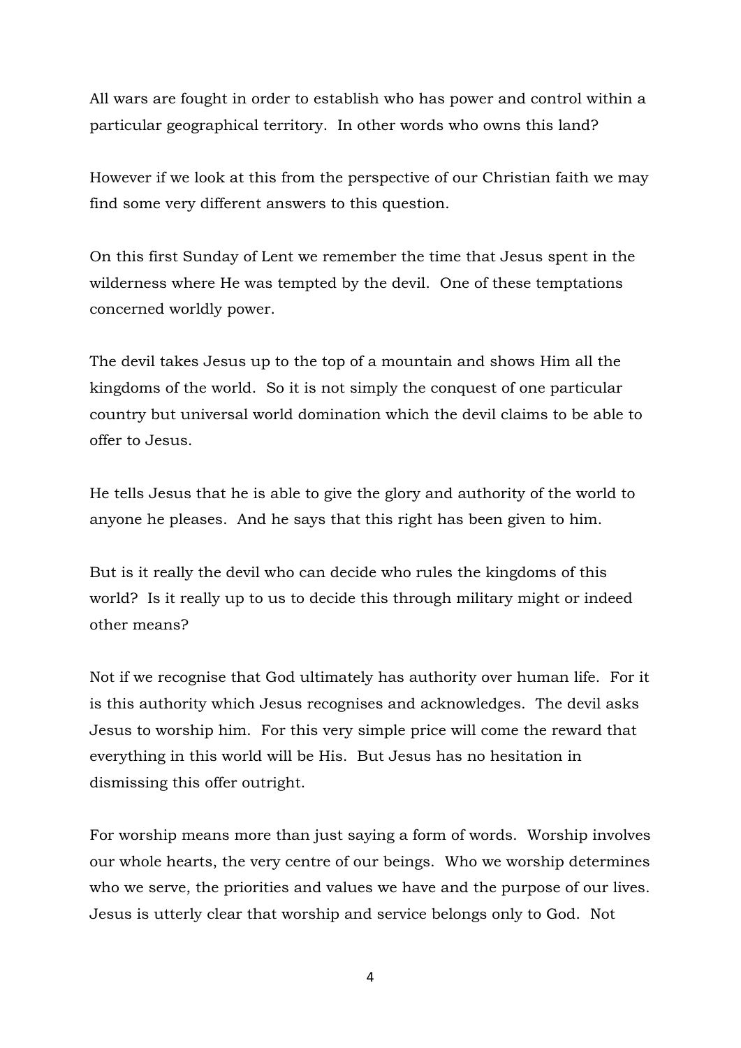All wars are fought in order to establish who has power and control within a particular geographical territory.  In other words who owns this land?

However if we look at this from the perspective of our Christian faith we may find some very different answers to this question.

On this first Sunday of Lent we remember the time that Jesus spent in the wilderness where He was tempted by the devil.  One of these temptations concerned worldly power.

The devil takes Jesus up to the top of a mountain and shows Him all the kingdoms of the world.  So it is not simply the conquest of one particular country but universal world domination which the devil claims to be able to offer to Jesus.

He tells Jesus that he is able to give the glory and authority of the world to anyone he pleases.  And he says that this right has been given to him.

But is it really the devil who can decide who rules the kingdoms of this world?  Is it really up to us to decide this through military might or indeed other means?

Not if we recognise that God ultimately has authority over human life.  For it is this authority which Jesus recognises and acknowledges.  The devil asks Jesus to worship him.  For this very simple price will come the reward that everything in this world will be His.  But Jesus has no hesitation in dismissing this offer outright.

For worship means more than just saying a form of words.  Worship involves our whole hearts, the very centre of our beings.  Who we worship determines who we serve, the priorities and values we have and the purpose of our lives.  Jesus is utterly clear that worship and service belongs only to God.  Not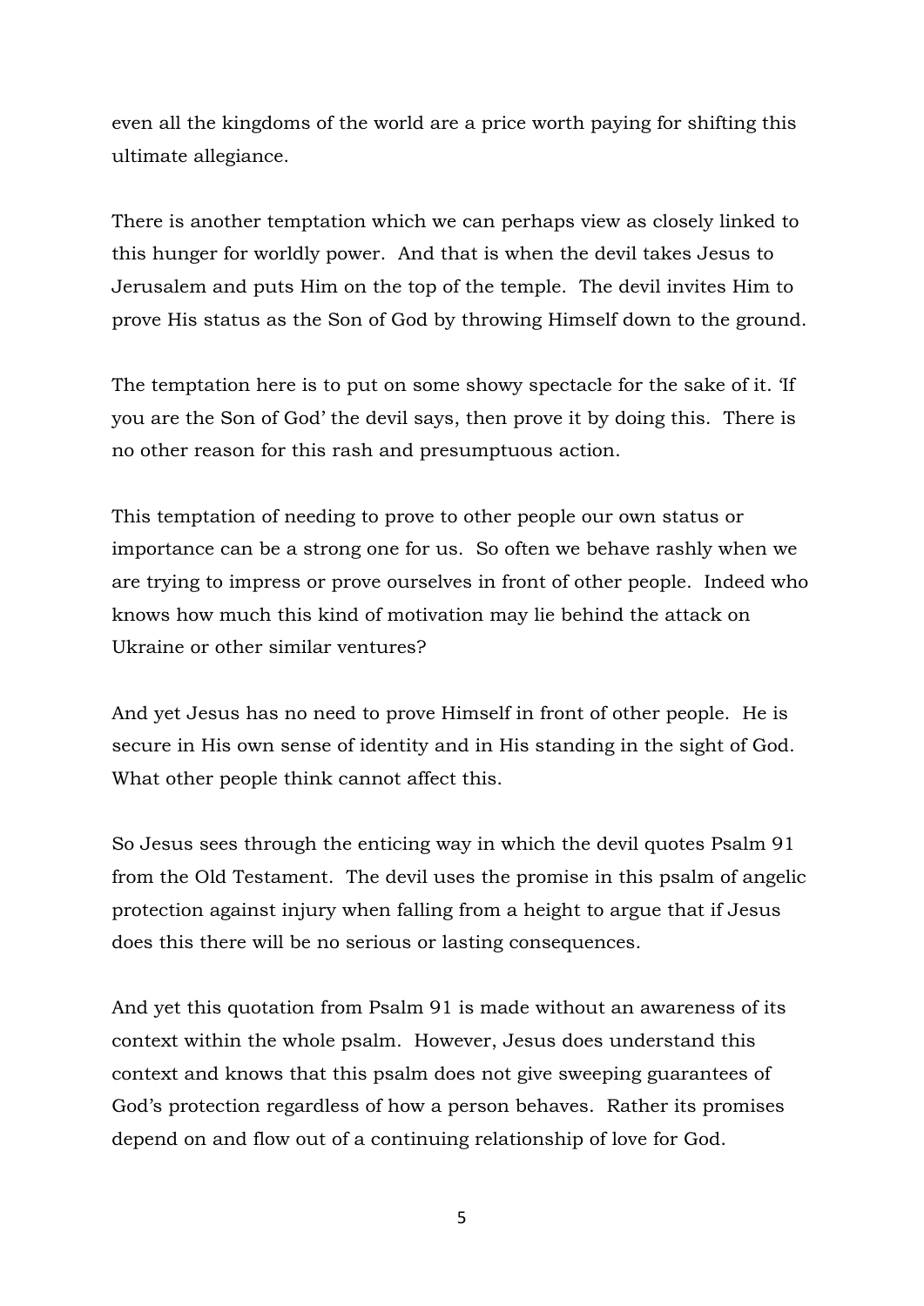even all the kingdoms of the world are a price worth paying for shifting this ultimate allegiance.

There is another temptation which we can perhaps view as closely linked to this hunger for worldly power. And that is when the devil takes Jesus to Jerusalem and puts Him on the top of the temple. The devil invites Him to prove His status as the Son of God by throwing Himself down to the ground.

The temptation here is to put on some showy spectacle for the sake of it. 'If you are the Son of God' the devil says, then prove it by doing this. There is no other reason for this rash and presumptuous action.

This temptation of needing to prove to other people our own status or importance can be a strong one for us. So often we behave rashly when we are trying to impress or prove ourselves in front of other people. Indeed who knows how much this kind of motivation may lie behind the attack on Ukraine or other similar ventures?

And yet Jesus has no need to prove Himself in front of other people. He is secure in His own sense of identity and in His standing in the sight of God. What other people think cannot affect this.

So Jesus sees through the enticing way in which the devil quotes Psalm 91 from the Old Testament. The devil uses the promise in this psalm of angelic protection against injury when falling from a height to argue that if Jesus does this there will be no serious or lasting consequences.

And yet this quotation from Psalm 91 is made without an awareness of its context within the whole psalm. However, Jesus does understand this context and knows that this psalm does not give sweeping guarantees of God's protection regardless of how a person behaves. Rather its promises depend on and flow out of a continuing relationship of love for God.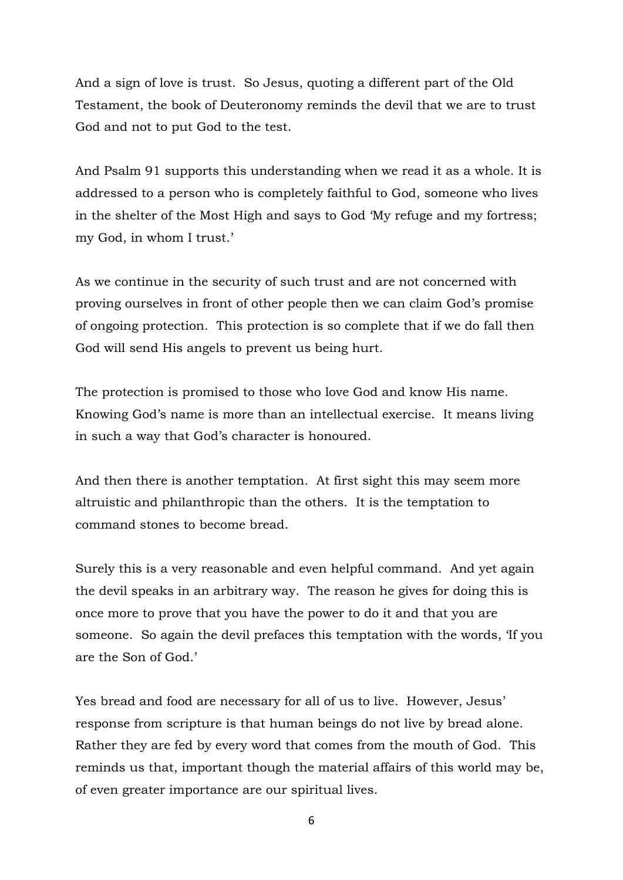And a sign of love is trust. So Jesus, quoting a different part of the Old Testament, the book of Deuteronomy reminds the devil that we are to trust God and not to put God to the test.

And Psalm 91 supports this understanding when we read it as a whole. It is addressed to a person who is completely faithful to God, someone who lives in the shelter of the Most High and says to God 'My refuge and my fortress; my God, in whom I trust.'

As we continue in the security of such trust and are not concerned with proving ourselves in front of other people then we can claim God's promise of ongoing protection. This protection is so complete that if we do fall then God will send His angels to prevent us being hurt.

The protection is promised to those who love God and know His name. Knowing God's name is more than an intellectual exercise. It means living in such a way that God's character is honoured.

And then there is another temptation. At first sight this may seem more altruistic and philanthropic than the others. It is the temptation to command stones to become bread.

Surely this is a very reasonable and even helpful command. And yet again the devil speaks in an arbitrary way. The reason he gives for doing this is once more to prove that you have the power to do it and that you are someone. So again the devil prefaces this temptation with the words, 'If you are the Son of God.'

Yes bread and food are necessary for all of us to live. However, Jesus' response from scripture is that human beings do not live by bread alone. Rather they are fed by every word that comes from the mouth of God. This reminds us that, important though the material affairs of this world may be, of even greater importance are our spiritual lives.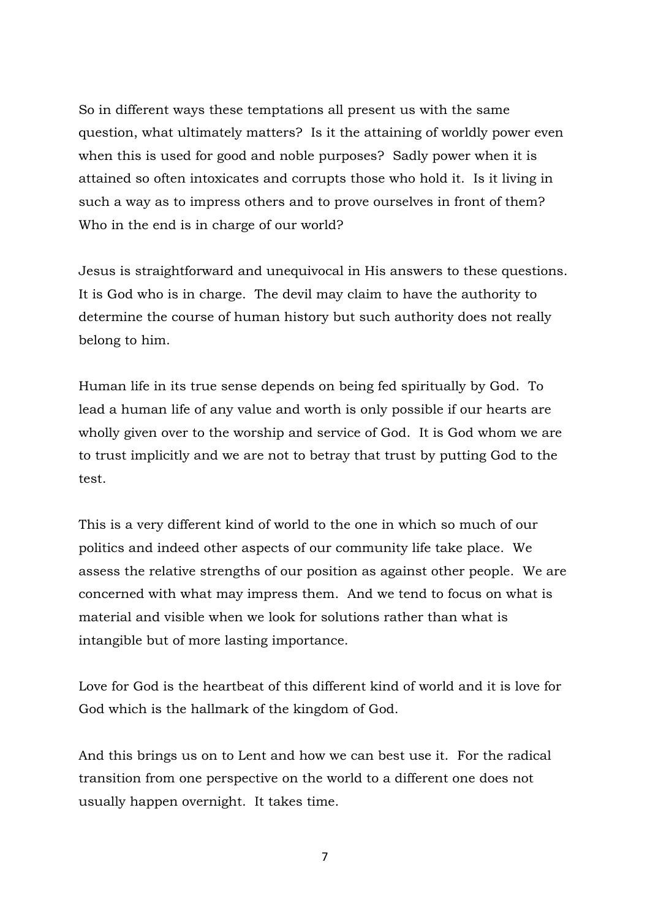So in different ways these temptations all present us with the same question, what ultimately matters? Is it the attaining of worldly power even when this is used for good and noble purposes? Sadly power when it is attained so often intoxicates and corrupts those who hold it. Is it living in such a way as to impress others and to prove ourselves in front of them? Who in the end is in charge of our world?

Jesus is straightforward and unequivocal in His answers to these questions. It is God who is in charge. The devil may claim to have the authority to determine the course of human history but such authority does not really belong to him.

Human life in its true sense depends on being fed spiritually by God. To lead a human life of any value and worth is only possible if our hearts are wholly given over to the worship and service of God. It is God whom we are to trust implicitly and we are not to betray that trust by putting God to the test.

This is a very different kind of world to the one in which so much of our politics and indeed other aspects of our community life take place. We assess the relative strengths of our position as against other people. We are concerned with what may impress them. And we tend to focus on what is material and visible when we look for solutions rather than what is intangible but of more lasting importance.

Love for God is the heartbeat of this different kind of world and it is love for God which is the hallmark of the kingdom of God.

And this brings us on to Lent and how we can best use it. For the radical transition from one perspective on the world to a different one does not usually happen overnight. It takes time.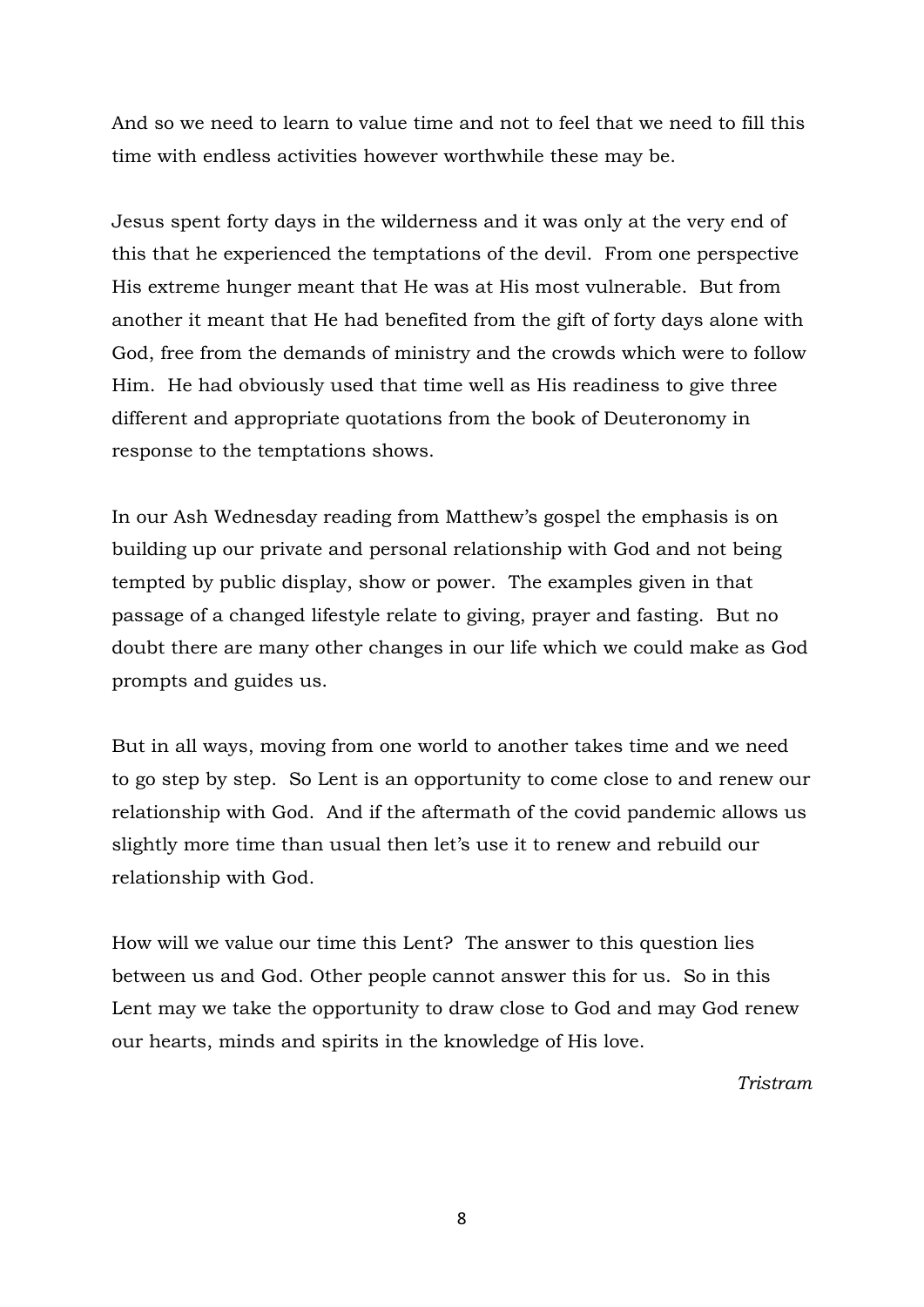And so we need to learn to value time and not to feel that we need to fill this time with endless activities however worthwhile these may be.

Jesus spent forty days in the wilderness and it was only at the very end of this that he experienced the temptations of the devil. From one perspective His extreme hunger meant that He was at His most vulnerable. But from another it meant that He had benefited from the gift of forty days alone with God, free from the demands of ministry and the crowds which were to follow Him. He had obviously used that time well as His readiness to give three different and appropriate quotations from the book of Deuteronomy in response to the temptations shows.

In our Ash Wednesday reading from Matthew's gospel the emphasis is on building up our private and personal relationship with God and not being tempted by public display, show or power. The examples given in that passage of a changed lifestyle relate to giving, prayer and fasting. But no doubt there are many other changes in our life which we could make as God prompts and guides us.

But in all ways, moving from one world to another takes time and we need to go step by step. So Lent is an opportunity to come close to and renew our relationship with God. And if the aftermath of the covid pandemic allows us slightly more time than usual then let's use it to renew and rebuild our relationship with God.

How will we value our time this Lent? The answer to this question lies between us and God. Other people cannot answer this for us. So in this Lent may we take the opportunity to draw close to God and may God renew our hearts, minds and spirits in the knowledge of His love.

*Tristram*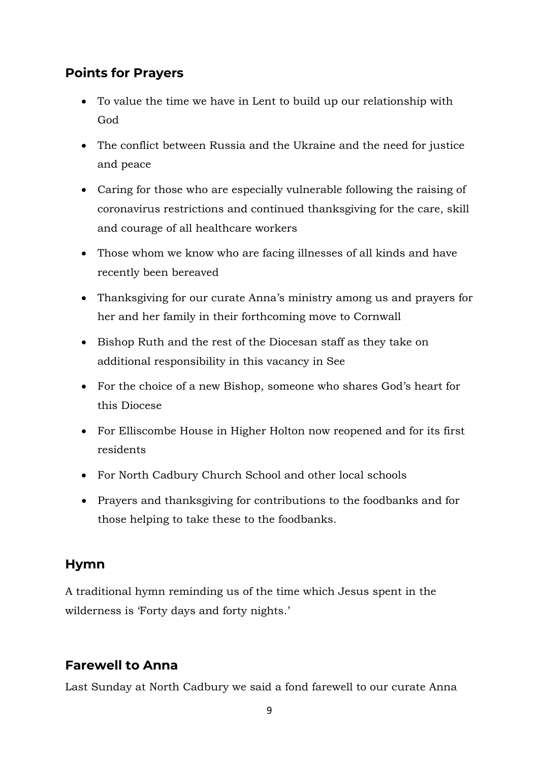## Points for Prayers

- To value the time we have in Lent to build up our relationship with God
- The conflict between Russia and the Ukraine and the need for justice and peace
- Caring for those who are especially vulnerable following the raising of coronavirus restrictions and continued thanksgiving for the care, skill and courage of all healthcare workers
- Those whom we know who are facing illnesses of all kinds and have recently been bereaved
- Thanksgiving for our curate Anna's ministry among us and prayers for her and her family in their forthcoming move to Cornwall
- Bishop Ruth and the rest of the Diocesan staff as they take on additional responsibility in this vacancy in See
- For the choice of a new Bishop, someone who shares God's heart for this Diocese
- For Elliscombe House in Higher Holton now reopened and for its first residents
- For North Cadbury Church School and other local schools
- Prayers and thanksgiving for contributions to the foodbanks and for those helping to take these to the foodbanks.

## Hymn

A traditional hymn reminding us of the time which Jesus spent in the wilderness is 'Forty days and forty nights.'

## Farewell to Anna

Last Sunday at North Cadbury we said a fond farewell to our curate Anna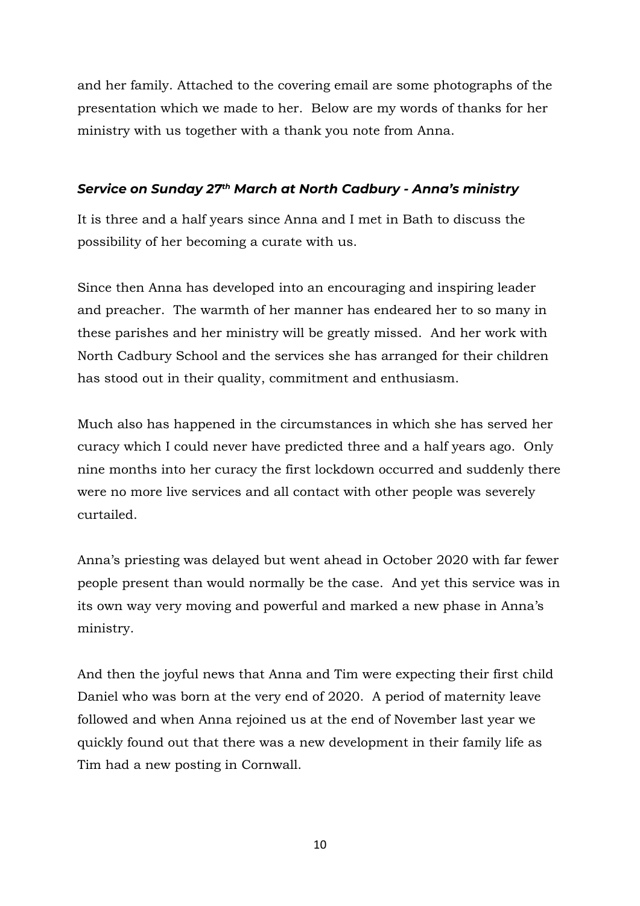and her family. Attached to the covering email are some photographs of the presentation which we made to her. Below are my words of thanks for her ministry with us together with a thank you note from Anna.

### ***Service on Sunday 27th March at North Cadbury - Anna's ministry***

It is three and a half years since Anna and I met in Bath to discuss the possibility of her becoming a curate with us.

Since then Anna has developed into an encouraging and inspiring leader and preacher. The warmth of her manner has endeared her to so many in these parishes and her ministry will be greatly missed. And her work with North Cadbury School and the services she has arranged for their children has stood out in their quality, commitment and enthusiasm.

Much also has happened in the circumstances in which she has served her curacy which I could never have predicted three and a half years ago. Only nine months into her curacy the first lockdown occurred and suddenly there were no more live services and all contact with other people was severely curtailed.

Anna's priesting was delayed but went ahead in October 2020 with far fewer people present than would normally be the case. And yet this service was in its own way very moving and powerful and marked a new phase in Anna's ministry.

And then the joyful news that Anna and Tim were expecting their first child Daniel who was born at the very end of 2020. A period of maternity leave followed and when Anna rejoined us at the end of November last year we quickly found out that there was a new development in their family life as Tim had a new posting in Cornwall.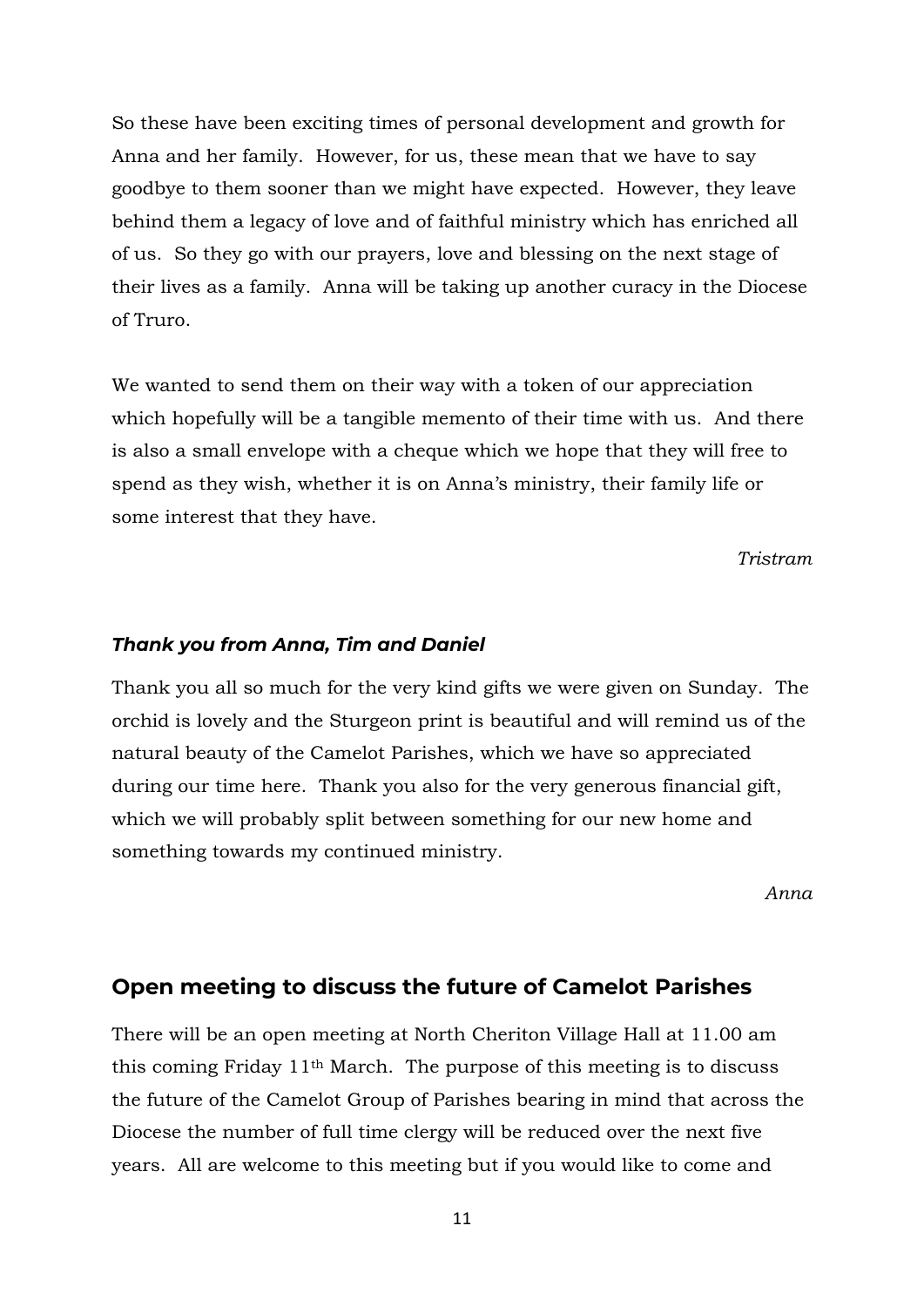So these have been exciting times of personal development and growth for Anna and her family. However, for us, these mean that we have to say goodbye to them sooner than we might have expected. However, they leave behind them a legacy of love and of faithful ministry which has enriched all of us. So they go with our prayers, love and blessing on the next stage of their lives as a family. Anna will be taking up another curacy in the Diocese of Truro.

We wanted to send them on their way with a token of our appreciation which hopefully will be a tangible memento of their time with us. And there is also a small envelope with a cheque which we hope that they will free to spend as they wish, whether it is on Anna's ministry, their family life or some interest that they have.

*Tristram*

### *Thank you from Anna, Tim and Daniel*

Thank you all so much for the very kind gifts we were given on Sunday. The orchid is lovely and the Sturgeon print is beautiful and will remind us of the natural beauty of the Camelot Parishes, which we have so appreciated during our time here. Thank you also for the very generous financial gift, which we will probably split between something for our new home and something towards my continued ministry.

*Anna*

## Open meeting to discuss the future of Camelot Parishes

There will be an open meeting at North Cheriton Village Hall at 11.00 am this coming Friday 11th March. The purpose of this meeting is to discuss the future of the Camelot Group of Parishes bearing in mind that across the Diocese the number of full time clergy will be reduced over the next five years. All are welcome to this meeting but if you would like to come and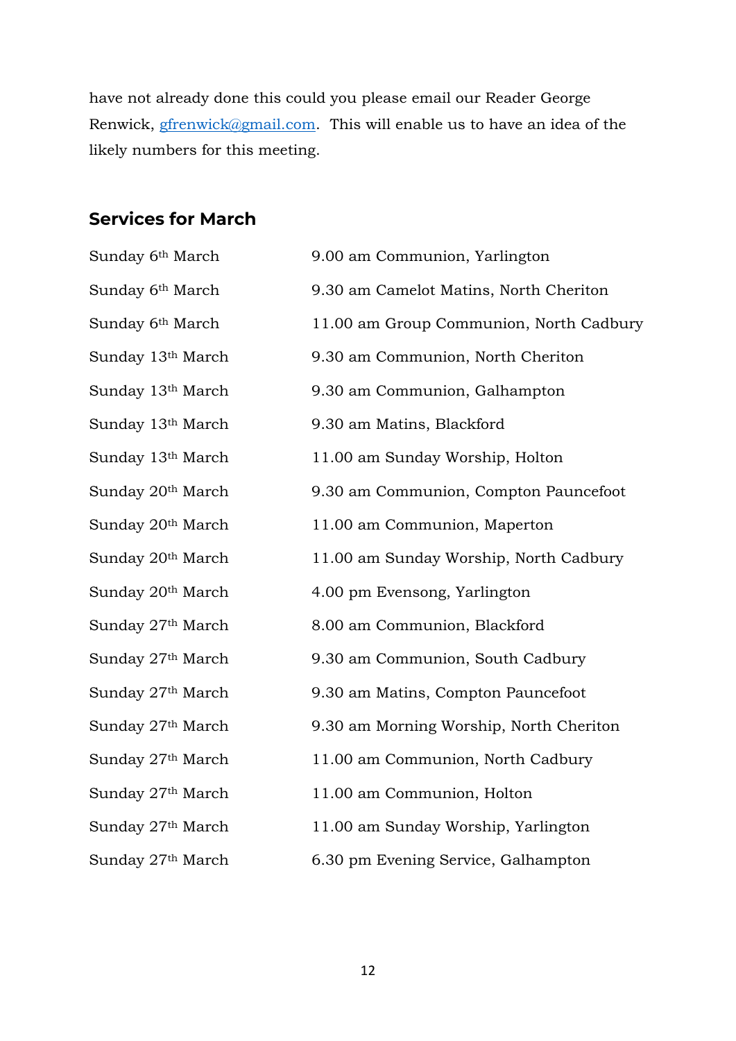have not already done this could you please email our Reader George Renwick, gfrenwick@gmail.com. This will enable us to have an idea of the likely numbers for this meeting.

## Services for March

| | |
|---|---|
| Sunday 6th March | 9.00 am Communion, Yarlington |
| Sunday 6th March | 9.30 am Camelot Matins, North Cheriton |
| Sunday 6th March | 11.00 am Group Communion, North Cadbury |
| Sunday 13th March | 9.30 am Communion, North Cheriton |
| Sunday 13th March | 9.30 am Communion, Galhampton |
| Sunday 13th March | 9.30 am Matins, Blackford |
| Sunday 13th March | 11.00 am Sunday Worship, Holton |
| Sunday 20th March | 9.30 am Communion, Compton Pauncefoot |
| Sunday 20th March | 11.00 am Communion, Maperton |
| Sunday 20th March | 11.00 am Sunday Worship, North Cadbury |
| Sunday 20th March | 4.00 pm Evensong, Yarlington |
| Sunday 27th March | 8.00 am Communion, Blackford |
| Sunday 27th March | 9.30 am Communion, South Cadbury |
| Sunday 27th March | 9.30 am Matins, Compton Pauncefoot |
| Sunday 27th March | 9.30 am Morning Worship, North Cheriton |
| Sunday 27th March | 11.00 am Communion, North Cadbury |
| Sunday 27th March | 11.00 am Communion, Holton |
| Sunday 27th March | 11.00 am Sunday Worship, Yarlington |
| Sunday 27th March | 6.30 pm Evening Service, Galhampton |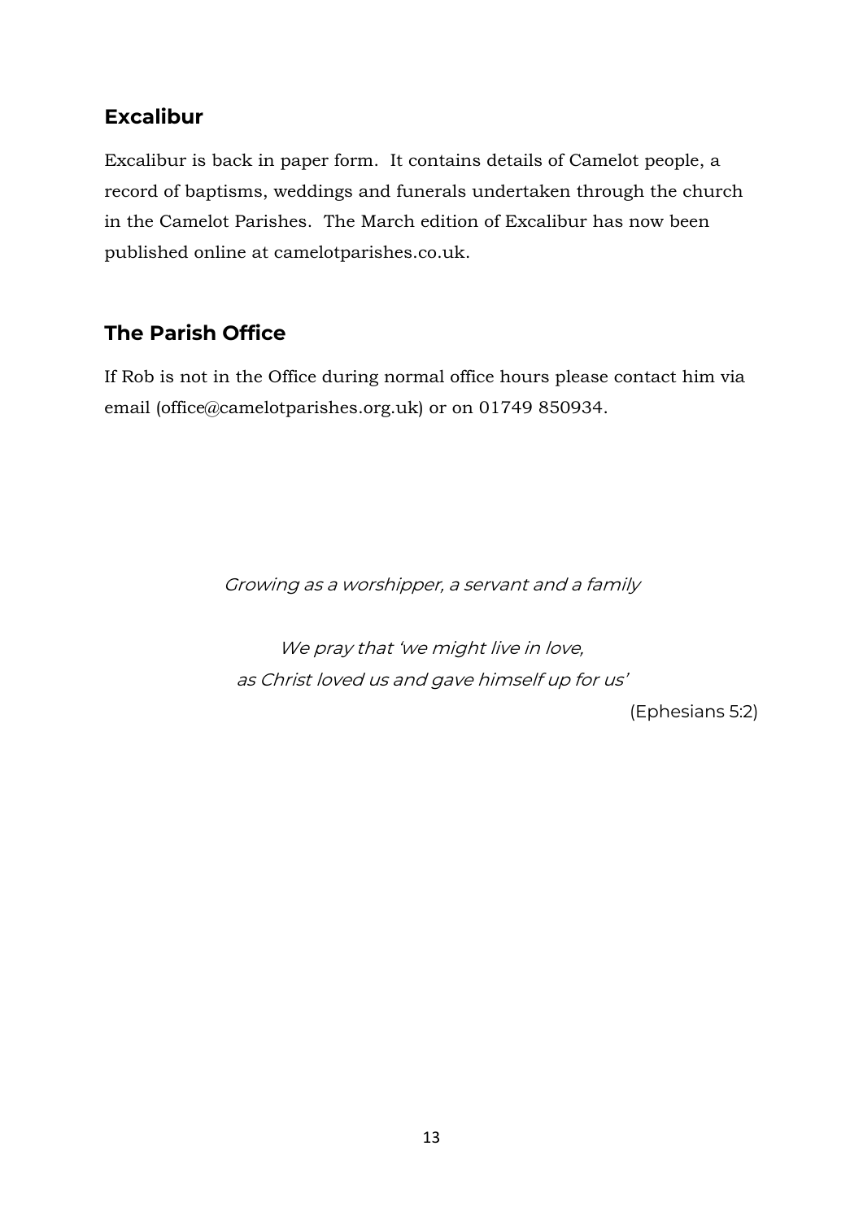## Excalibur

Excalibur is back in paper form. It contains details of Camelot people, a record of baptisms, weddings and funerals undertaken through the church in the Camelot Parishes. The March edition of Excalibur has now been published online at camelotparishes.co.uk.

## The Parish Office

If Rob is not in the Office during normal office hours please contact him via email (office@camelotparishes.org.uk) or on 01749 850934.

*Growing as a worshipper, a servant and a family*

*We pray that 'we might live in love,*
*as Christ loved us and gave himself up for us'*

(Ephesians 5:2)